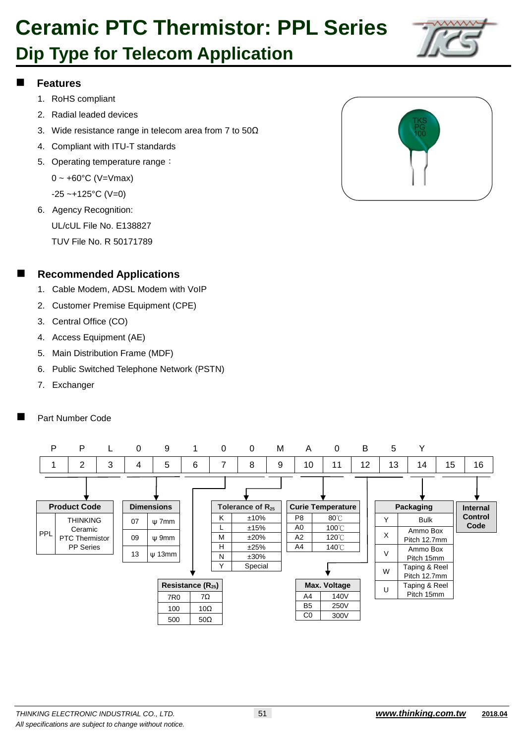# Ceramic PTC Thermistor: PPL Series

## Dip Type for Telecom Application

### Features

1. RoHS compliant
2. Radial leaded devices
3. Wide resistance range in telecom area from 7 to 50Ω
4. Compliant with ITU-T standards
5. Operating temperature range：
   0 ~ +60°C (V=Vmax)
   -25 ~+125°C (V=0)
6. Agency Recognition:
   UL/cUL File No. E138827
   TUV File No. R 50171789

### Recommended Applications

1. Cable Modem, ADSL Modem with VoIP
2. Customer Premise Equipment (CPE)
3. Central Office (CO)
4. Access Equipment (AE)
5. Main Distribution Frame (MDF)
6. Public Switched Telephone Network (PSTN)
7. Exchanger

### Part Number Code

| P | P | L | 0 | 9 | 1 | 0 | 0 | M | A | 0 | B | 5 | Y | | |
|---|---|---|---|---|---|---|---|---|---|---|---|---|---|---|---|
| 1 | 2 | 3 | 4 | 5 | 6 | 7 | 8 | 9 | 10 | 11 | 12 | 13 | 14 | 15 | 16 |

**Product Code** (digits 1–3)

| Code | Description |
|---|---|
| PPL | THINKING Ceramic PTC Thermistor PP Series |

**Dimensions** (digits 4–5)

| Code | Dimension |
|---|---|
| 07 | ψ 7mm |
| 09 | ψ 9mm |
| 13 | ψ 13mm |

**Resistance ($R_{25}$)** (digits 6–8)

| Code | Value |
|---|---|
| 7R0 | 7Ω |
| 100 | 10Ω |
| 500 | 50Ω |

**Tolerance of $R_{25}$** (digit 9)

| Code | Tolerance |
|---|---|
| K | ±10% |
| L | ±15% |
| M | ±20% |
| H | ±25% |
| N | ±30% |
| Y | Special |

**Curie Temperature** (digits 10–11)

| Code | Temperature |
|---|---|
| P8 | 80℃ |
| A0 | 100℃ |
| A2 | 120℃ |
| A4 | 140℃ |

**Max. Voltage** (digits 12–13)

| Code | Voltage |
|---|---|
| A4 | 140V |
| B5 | 250V |
| C0 | 300V |

**Packaging** (digit 14)

| Code | Packaging |
|---|---|
| Y | Bulk |
| X | Ammo Box Pitch 12.7mm |
| V | Ammo Box Pitch 15mm |
| W | Taping & Reel Pitch 12.7mm |
| U | Taping & Reel Pitch 15mm |

**Internal Control Code** (digits 15–16)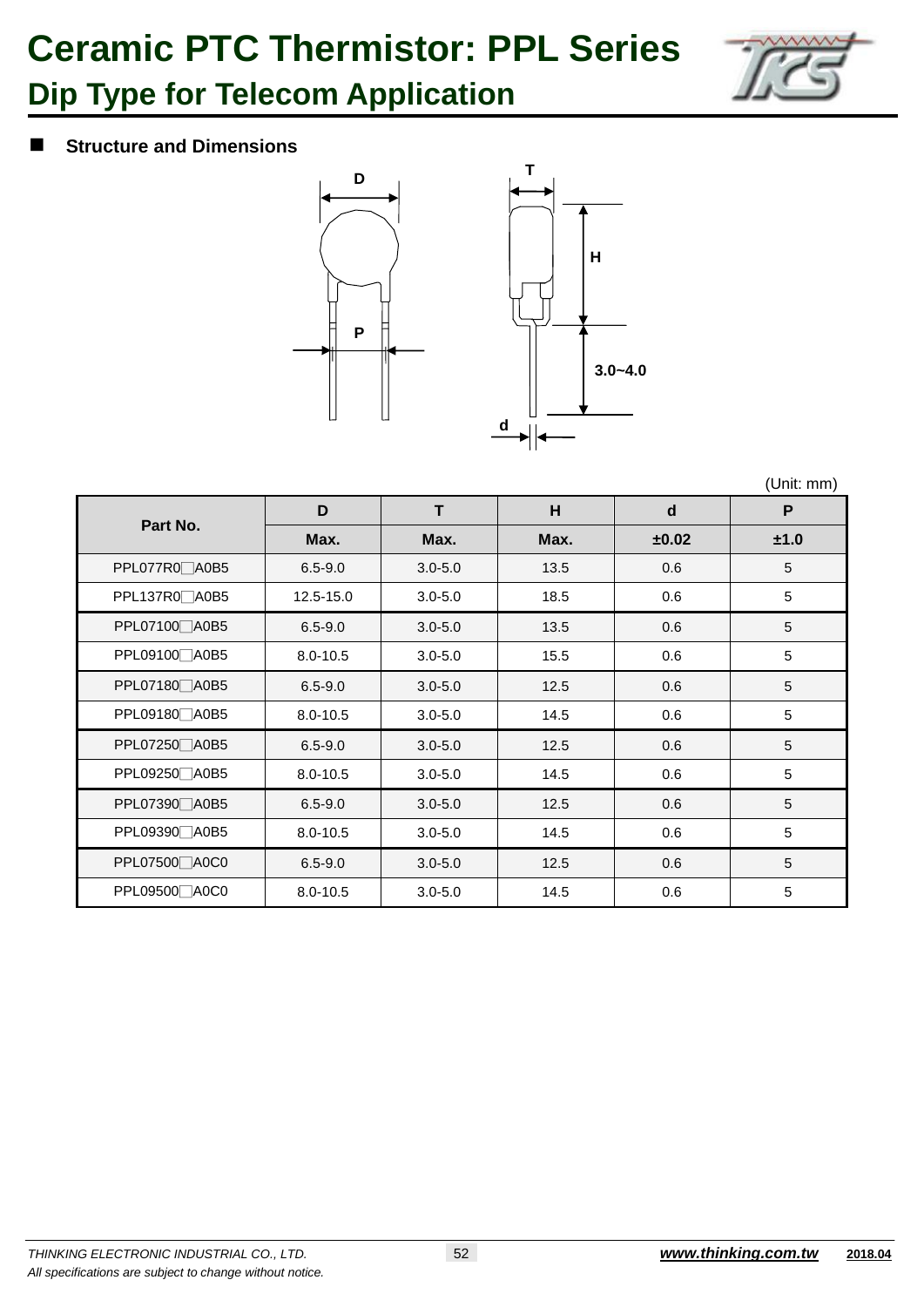# Ceramic PTC Thermistor: PPL Series

## Dip Type for Telecom Application

### Structure and Dimensions

D

T

H

P

3.0~4.0

d

(Unit: mm)

| Part No. | D | T | H | d | P |
|---|---|---|---|---|---|
| | Max. | Max. | Max. | ±0.02 | ±1.0 |
| PPL077R0□A0B5 | 6.5-9.0 | 3.0-5.0 | 13.5 | 0.6 | 5 |
| PPL137R0□A0B5 | 12.5-15.0 | 3.0-5.0 | 18.5 | 0.6 | 5 |
| PPL07100□A0B5 | 6.5-9.0 | 3.0-5.0 | 13.5 | 0.6 | 5 |
| PPL09100□A0B5 | 8.0-10.5 | 3.0-5.0 | 15.5 | 0.6 | 5 |
| PPL07180□A0B5 | 6.5-9.0 | 3.0-5.0 | 12.5 | 0.6 | 5 |
| PPL09180□A0B5 | 8.0-10.5 | 3.0-5.0 | 14.5 | 0.6 | 5 |
| PPL07250□A0B5 | 6.5-9.0 | 3.0-5.0 | 12.5 | 0.6 | 5 |
| PPL09250□A0B5 | 8.0-10.5 | 3.0-5.0 | 14.5 | 0.6 | 5 |
| PPL07390□A0B5 | 6.5-9.0 | 3.0-5.0 | 12.5 | 0.6 | 5 |
| PPL09390□A0B5 | 8.0-10.5 | 3.0-5.0 | 14.5 | 0.6 | 5 |
| PPL07500□A0C0 | 6.5-9.0 | 3.0-5.0 | 12.5 | 0.6 | 5 |
| PPL09500□A0C0 | 8.0-10.5 | 3.0-5.0 | 14.5 | 0.6 | 5 |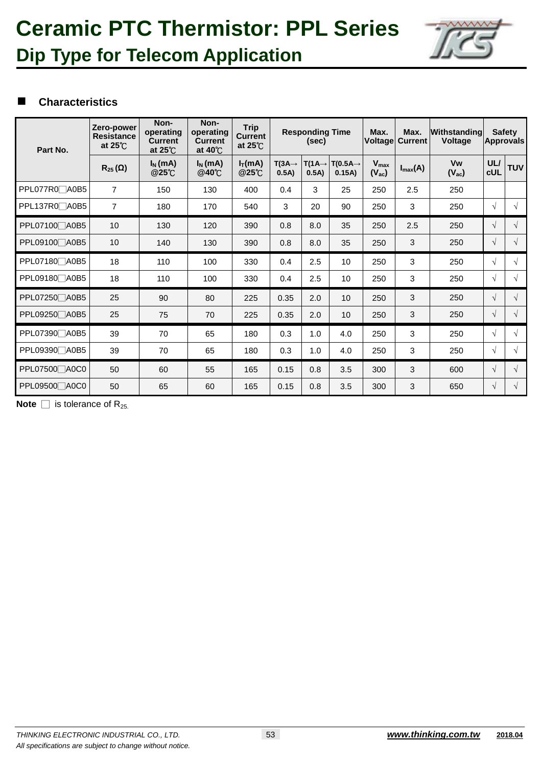# Ceramic PTC Thermistor: PPL Series

## Dip Type for Telecom Application

### ■ Characteristics

| Part No. | Zero-power Resistance at 25℃ | Non-operating Current at 25℃ | Non-operating Current at 40℃ | Trip Current at 25℃ | Responding Time (sec) | | | Max. Voltage | Max. Current | Withstanding Voltage | Safety Approvals | |
|---|---|---|---|---|---|---|---|---|---|---|---|---|
| | $R_{25}$ (Ω) | $I_N$ (mA) @25℃ | $I_N$ (mA) @40℃ | $I_T$(mA) @25℃ | T(3A→0.5A) | T(1A→0.5A) | T(0.5A→0.15A) | $V_{max}$ ($V_{ac}$) | $I_{max}$(A) | Vw ($V_{ac}$) | UL/cUL | TUV |
| PPL077R0□A0B5 | 7 | 150 | 130 | 400 | 0.4 | 3 | 25 | 250 | 2.5 | 250 | | |
| PPL137R0□A0B5 | 7 | 180 | 170 | 540 | 3 | 20 | 90 | 250 | 3 | 250 | √ | √ |
| PPL07100□A0B5 | 10 | 130 | 120 | 390 | 0.8 | 8.0 | 35 | 250 | 2.5 | 250 | √ | √ |
| PPL09100□A0B5 | 10 | 140 | 130 | 390 | 0.8 | 8.0 | 35 | 250 | 3 | 250 | √ | √ |
| PPL07180□A0B5 | 18 | 110 | 100 | 330 | 0.4 | 2.5 | 10 | 250 | 3 | 250 | √ | √ |
| PPL09180□A0B5 | 18 | 110 | 100 | 330 | 0.4 | 2.5 | 10 | 250 | 3 | 250 | √ | √ |
| PPL07250□A0B5 | 25 | 90 | 80 | 225 | 0.35 | 2.0 | 10 | 250 | 3 | 250 | √ | √ |
| PPL09250□A0B5 | 25 | 75 | 70 | 225 | 0.35 | 2.0 | 10 | 250 | 3 | 250 | √ | √ |
| PPL07390□A0B5 | 39 | 70 | 65 | 180 | 0.3 | 1.0 | 4.0 | 250 | 3 | 250 | √ | √ |
| PPL09390□A0B5 | 39 | 70 | 65 | 180 | 0.3 | 1.0 | 4.0 | 250 | 3 | 250 | √ | √ |
| PPL07500□A0C0 | 50 | 60 | 55 | 165 | 0.15 | 0.8 | 3.5 | 300 | 3 | 600 | √ | √ |
| PPL09500□A0C0 | 50 | 65 | 60 | 165 | 0.15 | 0.8 | 3.5 | 300 | 3 | 650 | √ | √ |

**Note** □ is tolerance of $R_{25}$.

*THINKING ELECTRONIC INDUSTRIAL CO., LTD.*
*All specifications are subject to change without notice.*

***www.thinking.com.tw*** **2018.04**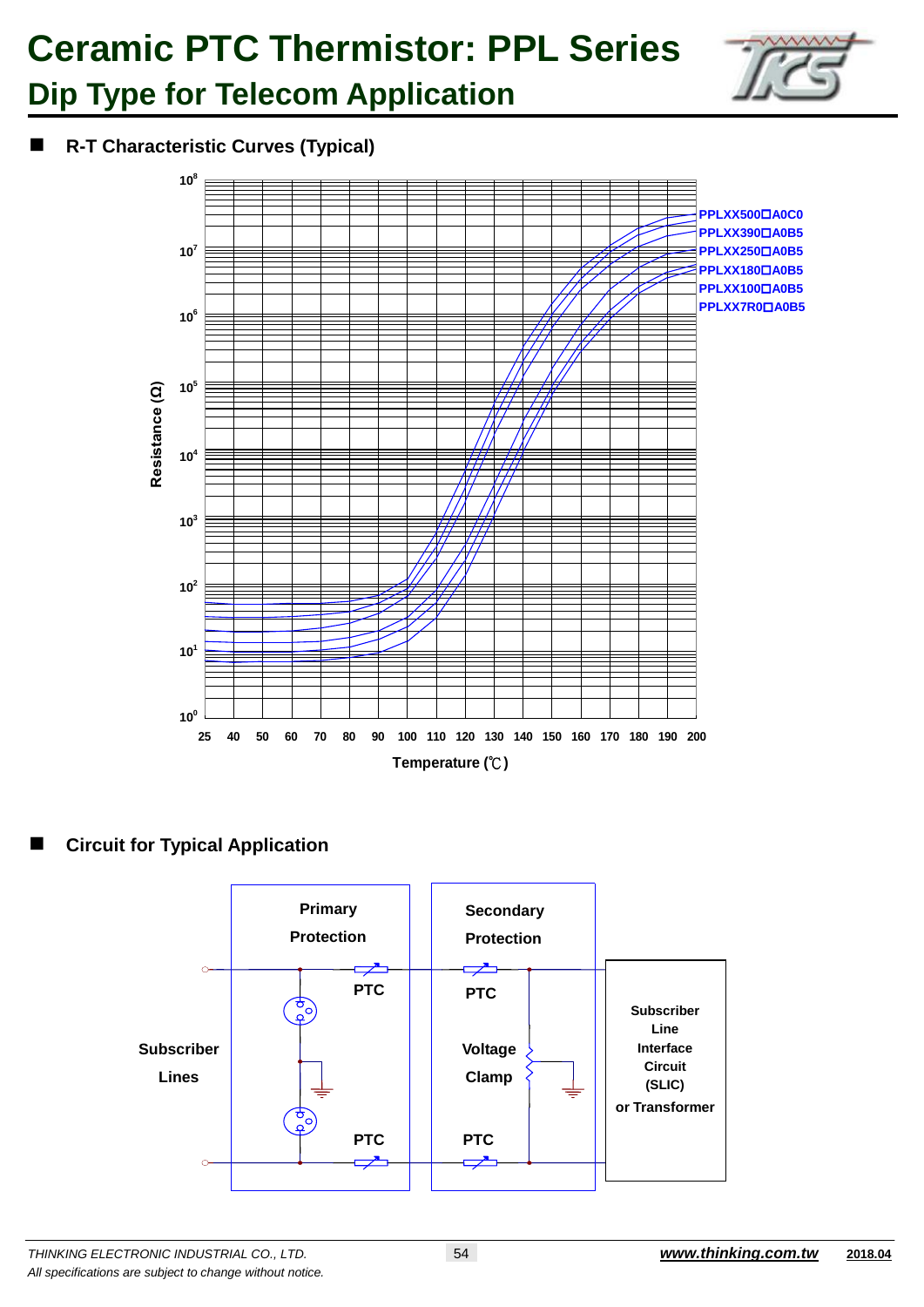# Ceramic PTC Thermistor: PPL Series

## Dip Type for Telecom Application

### R-T Characteristic Curves (Typical)

Resistance (Ω): $10^0$, $10^1$, $10^2$, $10^3$, $10^4$, $10^5$, $10^6$, $10^7$, $10^8$

Temperature (℃): 25, 40, 50, 60, 70, 80, 90, 100, 110, 120, 130, 140, 150, 160, 170, 180, 190, 200

PPLXX500□A0C0
PPLXX390□A0B5
PPLXX250□A0B5
PPLXX180□A0B5
PPLXX100□A0B5
PPLXX7R0□A0B5

### Circuit for Typical Application

Subscriber Lines

Primary Protection — PTC, PTC

Secondary Protection — PTC, Voltage Clamp, PTC

Subscriber Line Interface Circuit (SLIC) or Transformer

*THINKING ELECTRONIC INDUSTRIAL CO., LTD.*
*All specifications are subject to change without notice.*
***www.thinking.com.tw*** **2018.04**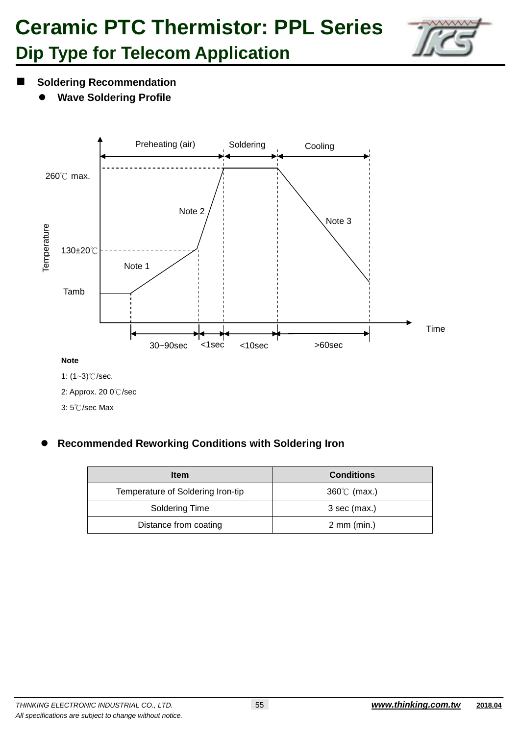# Ceramic PTC Thermistor: PPL Series

## Dip Type for Tech Application

### Soldering Recommendation

#### Wave Soldering Profile

Preheating (air) | Soldering | Cooling

260℃ max.

Note 2

Note 3

130±20℃

Note 1

Tamb

Temperature

Time

30~90sec | <1sec | <10sec | >60sec

**Note**

1: (1~3)℃/sec.

2: Approx. 20 0℃/sec

3: 5℃/sec Max

#### Recommended Reworking Conditions with Soldering Iron

| Item | Conditions |
|---|---|
| Temperature of Soldering Iron-tip | 360℃ (max.) |
| Soldering Time | 3 sec (max.) |
| Distance from coating | 2 mm (min.) |

*THINKING ELECTRONIC INDUSTRIAL CO., LTD.*
*All specifications are subject to change without notice.*

# Ceramic PTC Thermistor: PPL Series

## Dip Type for Telecom Application

### Soldering Recommendation

#### Wave Soldering Profile

Preheating (air) | Soldering | Cooling

260℃ max.

Note 2

Note 3

130±20℃

Note 1

Tamb

Temperature

Time

30~90sec | <1sec | <10sec | >60sec

**Note**

1: (1~3)℃/sec.

2: Approx. 20 0℃/sec

3: 5℃/sec Max

#### Recommended Reworking Conditions with Soldering Iron

| Item | Conditions |
|---|---|
| Temperature of Soldering Iron-tip | 360℃ (max.) |
| Soldering Time | 3 sec (max.) |
| Distance from coating | 2 mm (min.) |

*THINKING ELECTRONIC INDUSTRIAL CO., LTD.*
*All specifications are subject to change without notice.*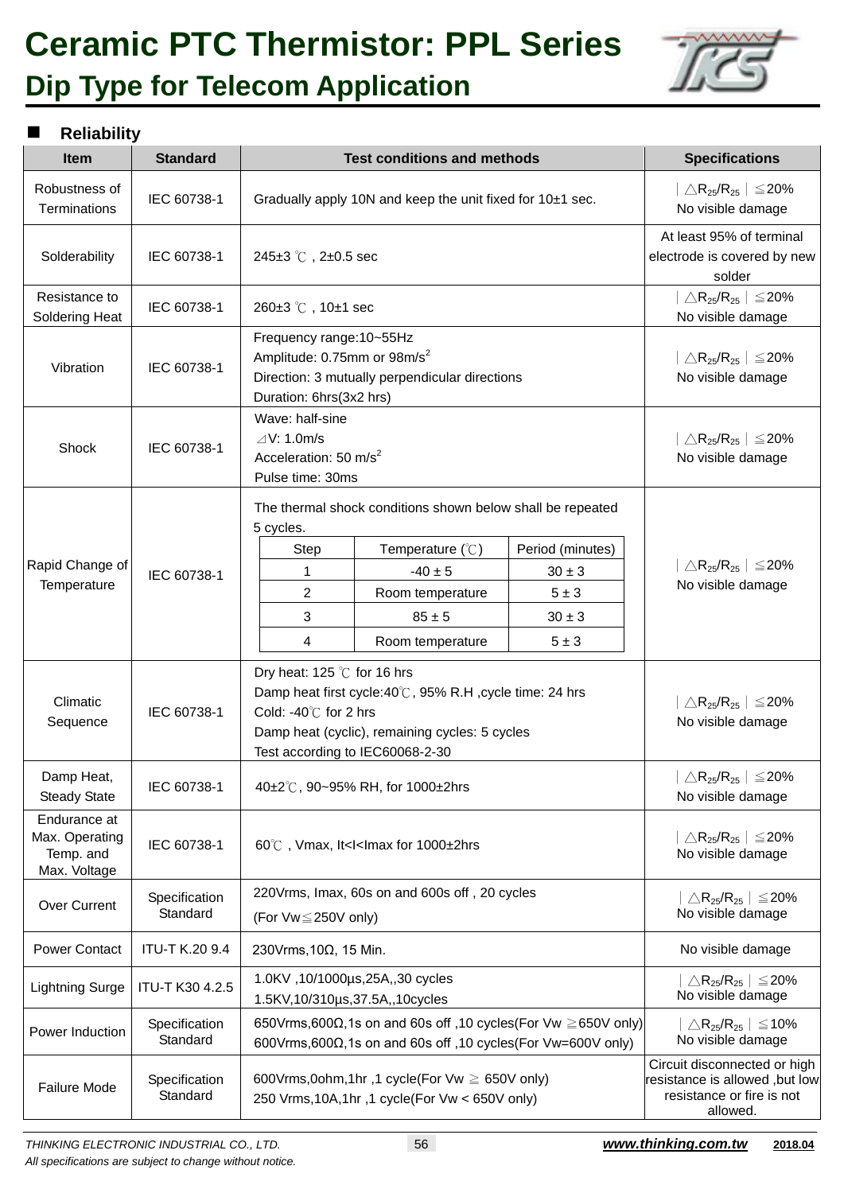# Ceramic PTC Thermistor: PPL Series

## Dip Type for Telecom Application

### Reliability

| Item | Standard | Test conditions and methods | Specifications |
|---|---|---|---|
| Robustness of Terminations | IEC 60738-1 | Gradually apply 10N and keep the unit fixed for 10±1 sec. | $\vert\triangle R_{25}/R_{25}\vert \leq 20\%$<br>No visible damage |
| Solderability | IEC 60738-1 | 245±3 ℃ , 2±0.5 sec | At least 95% of terminal electrode is covered by new solder |
| Resistance to Soldering Heat | IEC 60738-1 | 260±3 ℃ , 10±1 sec | $\vert\triangle R_{25}/R_{25}\vert \leq 20\%$<br>No visible damage |
| Vibration | IEC 60738-1 | Frequency range:10~55Hz<br>Amplitude: 0.75mm or 98m/s$^2$<br>Direction: 3 mutually perpendicular directions<br>Duration: 6hrs(3x2 hrs) | $\vert\triangle R_{25}/R_{25}\vert \leq 20\%$<br>No visible damage |
| Shock | IEC 60738-1 | Wave: half-sine<br>⊿V: 1.0m/s<br>Acceleration: 50 m/s$^2$<br>Pulse time: 30ms | $\vert\triangle R_{25}/R_{25}\vert \leq 20\%$<br>No visible damage |
| Rapid Change of Temperature | IEC 60738-1 | The thermal shock conditions shown below shall be repeated 5 cycles.<br>Step 1: -40 ± 5 ℃, 30 ± 3 minutes<br>Step 2: Room temperature, 5 ± 3 minutes<br>Step 3: 85 ± 5 ℃, 30 ± 3 minutes<br>Step 4: Room temperature, 5 ± 3 minutes | $\vert\triangle R_{25}/R_{25}\vert \leq 20\%$<br>No visible damage |
| Climatic Sequence | IEC 60738-1 | Dry heat: 125 ℃ for 16 hrs<br>Damp heat first cycle:40℃, 95% R.H ,cycle time: 24 hrs<br>Cold: -40℃ for 2 hrs<br>Damp heat (cyclic), remaining cycles: 5 cycles<br>Test according to IEC60068-2-30 | $\vert\triangle R_{25}/R_{25}\vert \leq 20\%$<br>No visible damage |
| Damp Heat, Steady State | IEC 60738-1 | 40±2℃, 90~95% RH, for 1000±2hrs | $\vert\triangle R_{25}/R_{25}\vert \leq 20\%$<br>No visible damage |
| Endurance at Max. Operating Temp. and Max. Voltage | IEC 60738-1 | 60℃ , Vmax, It<I<Imax for 1000±2hrs | $\vert\triangle R_{25}/R_{25}\vert \leq 20\%$<br>No visible damage |
| Over Current | Specification Standard | 220Vrms, Imax, 60s on and 600s off , 20 cycles<br>(For Vw≦250V only) | $\vert\triangle R_{25}/R_{25}\vert \leq 20\%$<br>No visible damage |
| Power Contact | ITU-T K.20 9.4 | 230Vrms,10Ω, 15 Min. | No visible damage |
| Lightning Surge | ITU-T K30 4.2.5 | 1.0KV ,10/1000µs,25A,,30 cycles<br>1.5KV,10/310µs,37.5A,,10cycles | $\vert\triangle R_{25}/R_{25}\vert \leq 20\%$<br>No visible damage |
| Power Induction | Specification Standard | 650Vrms,600Ω,1s on and 60s off ,10 cycles(For Vw ≧650V only)<br>600Vrms,600Ω,1s on and 60s off ,10 cycles(For Vw=600V only) | $\vert\triangle R_{25}/R_{25}\vert \leq 10\%$<br>No visible damage |
| Failure Mode | Specification Standard | 600Vrms,0ohm,1hr ,1 cycle(For Vw ≧ 650V only)<br>250 Vrms,10A,1hr ,1 cycle(For Vw < 650V only) | Circuit disconnected or high resistance is allowed ,but low resistance or fire is not allowed. |

Rapid Change of Temperature cycle:

| Step | Temperature (℃) | Period (minutes) |
|---|---|---|
| 1 | -40 ± 5 | 30 ± 3 |
| 2 | Room temperature | 5 ± 3 |
| 3 | 85 ± 5 | 30 ± 3 |
| 4 | Room temperature | 5 ± 3 |

*THINKING ELECTRONIC INDUSTRIAL CO., LTD.*
*All specifications are subject to change without notice.*
**www.thinking.com.tw** 2018.04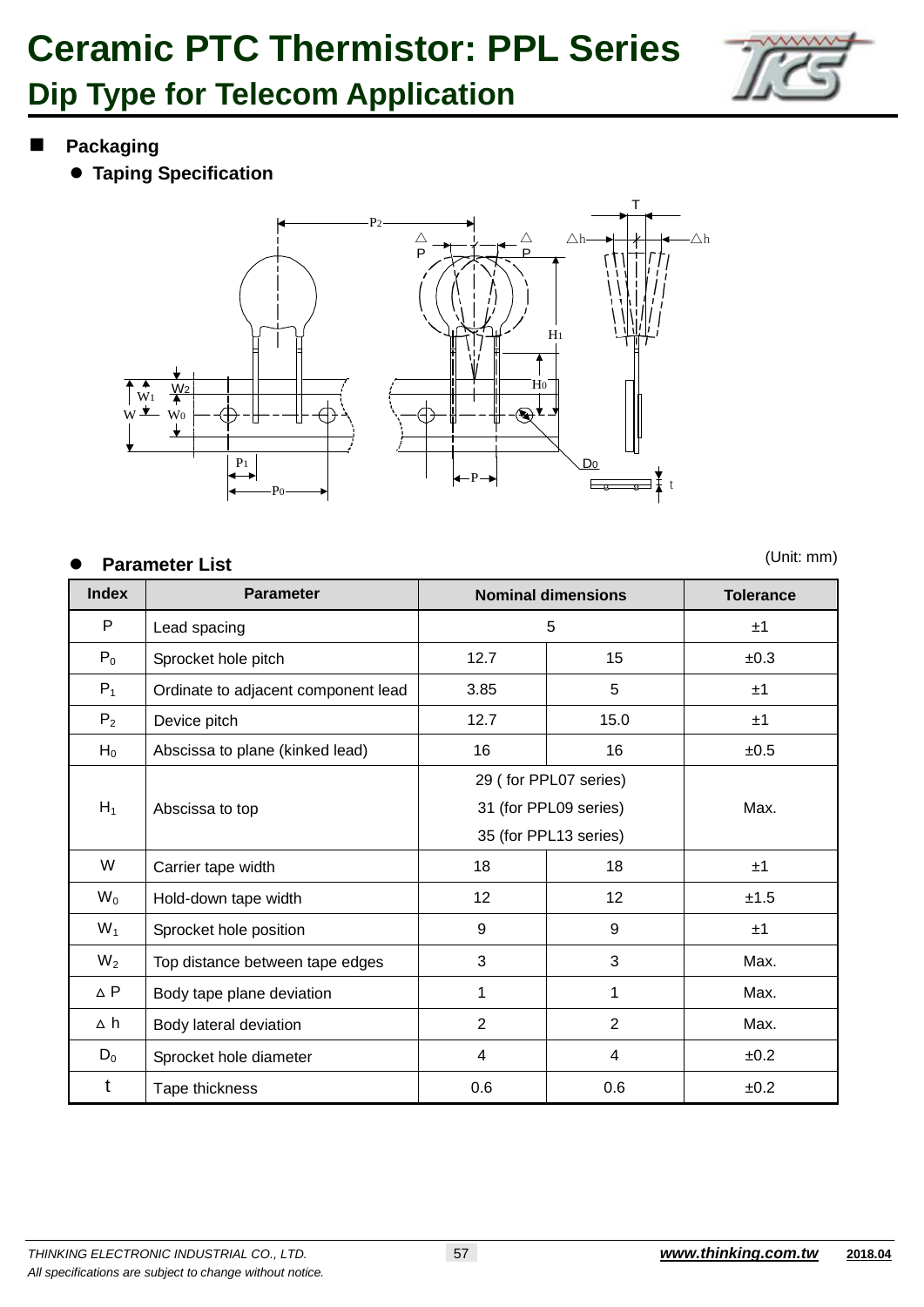# Ceramic PTC Thermistor: PPL Series

## Dip Type for Telecom Application

### Packaging

- **Taping Specification**

- **Parameter List**

(Unit: mm)

| Index | Parameter | Nominal dimensions | | Tolerance |
|---|---|---|---|---|
| P | Lead spacing | 5 | | ±1 |
| $P_0$ | Sprocket hole pitch | 12.7 | 15 | ±0.3 |
| $P_1$ | Ordinate to adjacent component lead | 3.85 | 5 | ±1 |
| $P_2$ | Device pitch | 12.7 | 15.0 | ±1 |
| $H_0$ | Abscissa to plane (kinked lead) | 16 | 16 | ±0.5 |
| $H_1$ | Abscissa to top | 29 ( for PPL07 series)<br>31 (for PPL09 series)<br>35 (for PPL13 series) | | Max. |
| W | Carrier tape width | 18 | 18 | ±1 |
| $W_0$ | Hold-down tape width | 12 | 12 | ±1.5 |
| $W_1$ | Sprocket hole position | 9 | 9 | ±1 |
| $W_2$ | Top distance between tape edges | 3 | 3 | Max. |
| $\Delta P$ | Body tape plane deviation | 1 | 1 | Max. |
| $\Delta h$ | Body lateral deviation | 2 | 2 | Max. |
| $D_0$ | Sprocket hole diameter | 4 | 4 | ±0.2 |
| t | Tape thickness | 0.6 | 0.6 | ±0.2 |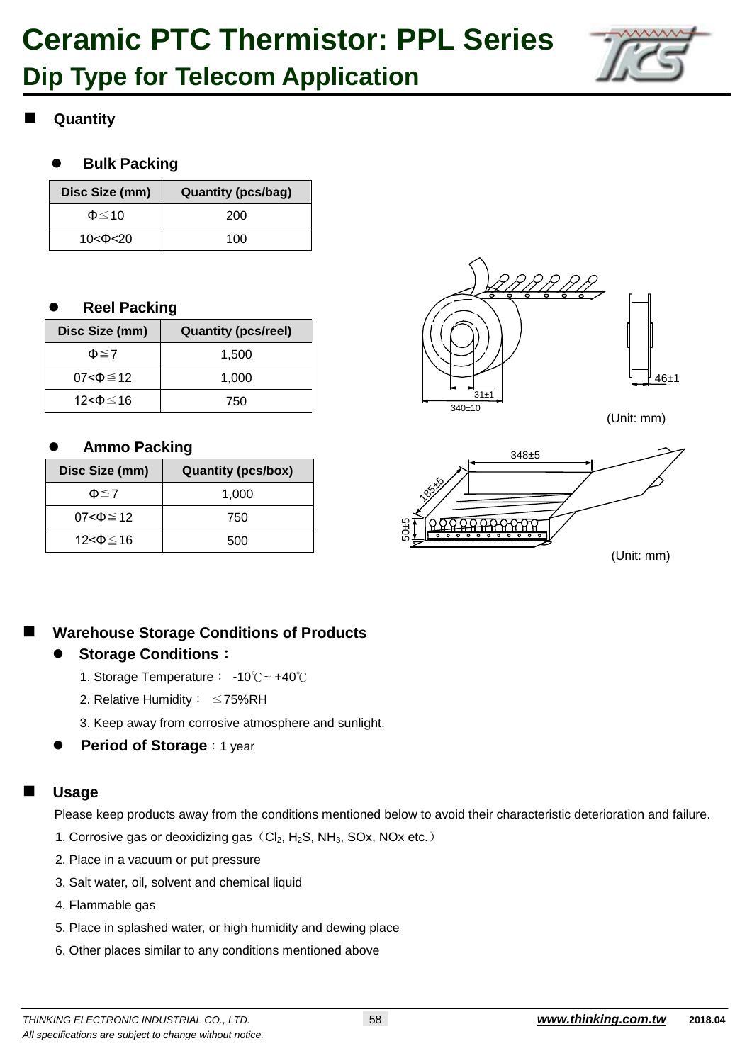# Ceramic PTC Thermistor: PPL Series
## Dip Type for Telecom Application

## Quantity

### Bulk Packing

| Disc Size (mm) | Quantity (pcs/bag) |
|---|---|
| Φ≦10 | 200 |
| 10<Φ<20 | 100 |

### Reel Packing

| Disc Size (mm) | Quantity (pcs/reel) |
|---|---|
| Φ≦7 | 1,500 |
| 07<Φ≦12 | 1,000 |
| 12<Φ≦16 | 750 |

31±1
340±10
46±1
(Unit: mm)

### Ammo Packing

| Disc Size (mm) | Quantity (pcs/box) |
|---|---|
| Φ≦7 | 1,000 |
| 07<Φ≦12 | 750 |
| 12<Φ≦16 | 500 |

348±5
185±5
50±5
(Unit: mm)

## Warehouse Storage Conditions of Products

- **Storage Conditions：**
  1. Storage Temperature： -10℃ ~ +40℃
  2. Relative Humidity： ≦75%RH
  3. Keep away from corrosive atmosphere and sunlight.
- **Period of Storage**：1 year

## Usage

Please keep products away from the conditions mentioned below to avoid their characteristic deterioration and failure.

1. Corrosive gas or deoxidizing gas（$Cl_2$, $H_2S$, $NH_3$, SOx, NOx etc.）
2. Place in a vacuum or put pressure
3. Salt water, oil, solvent and chemical liquid
4. Flammable gas
5. Place in splashed water, or high humidity and dewing place
6. Other places similar to any conditions mentioned above

*THINKING ELECTRONIC INDUSTRIAL CO., LTD.*
*All specifications are subject to change without notice.*
***www.thinking.com.tw*** **2018.04**